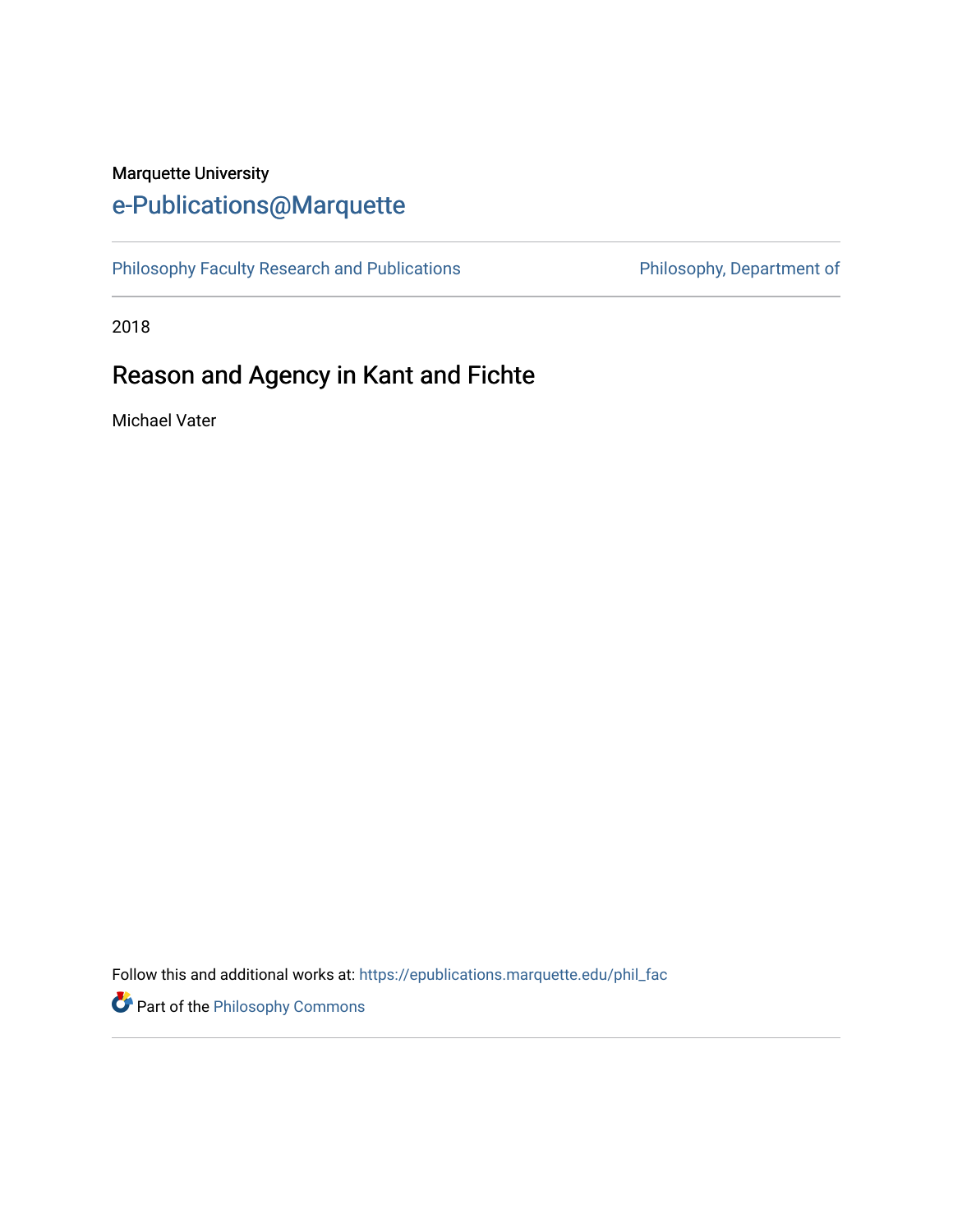Marquette University

# e-Publications@Marquette

Philosophy Faculty Research and Publications | Philosophy, Department of

2018

## Reason and Agency in Kant and Fichte

Michael Vater

Follow this and additional works at: https://epublications.marquette.edu/phil_fac

Part of the Philosophy Commons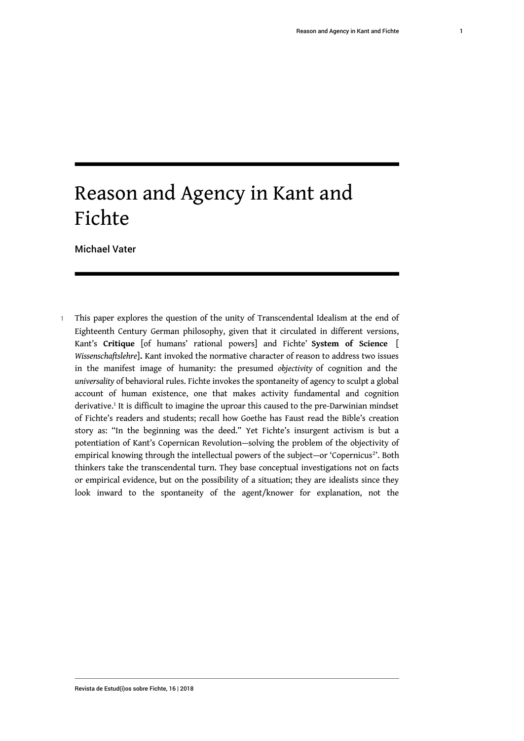# Reason and Agency in Kant and Fichte

Michael Vater

1 This paper explores the question of the unity of Transcendental Idealism at the end of Eighteenth Century German philosophy, given that it circulated in different versions, Kant's **Critique** [of humans' rational powers] and Fichte' **System of Science** [ *Wissenschaftslehre*]**.** Kant invoked the normative character of reason to address two issues in the manifest image of humanity: the presumed *objectivity* of cognition and the *universality* of behavioral rules. Fichte invokes the spontaneity of agency to sculpt a global account of human existence, one that makes activity fundamental and cognition derivative.[1] It is difficult to imagine the uproar this caused to the pre-Darwinian mindset of Fichte's readers and students; recall how Goethe has Faust read the Bible's creation story as: "In the beginning was the deed." Yet Fichte's insurgent activism is but a potentiation of Kant's Copernican Revolution—solving the problem of the objectivity of empirical knowing through the intellectual powers of the subject—or 'Copernicus[2]'. Both thinkers take the transcendental turn. They base conceptual investigations not on facts or empirical evidence, but on the possibility of a situation; they are idealists since they look inward to the spontaneity of the agent/knower for explanation, not the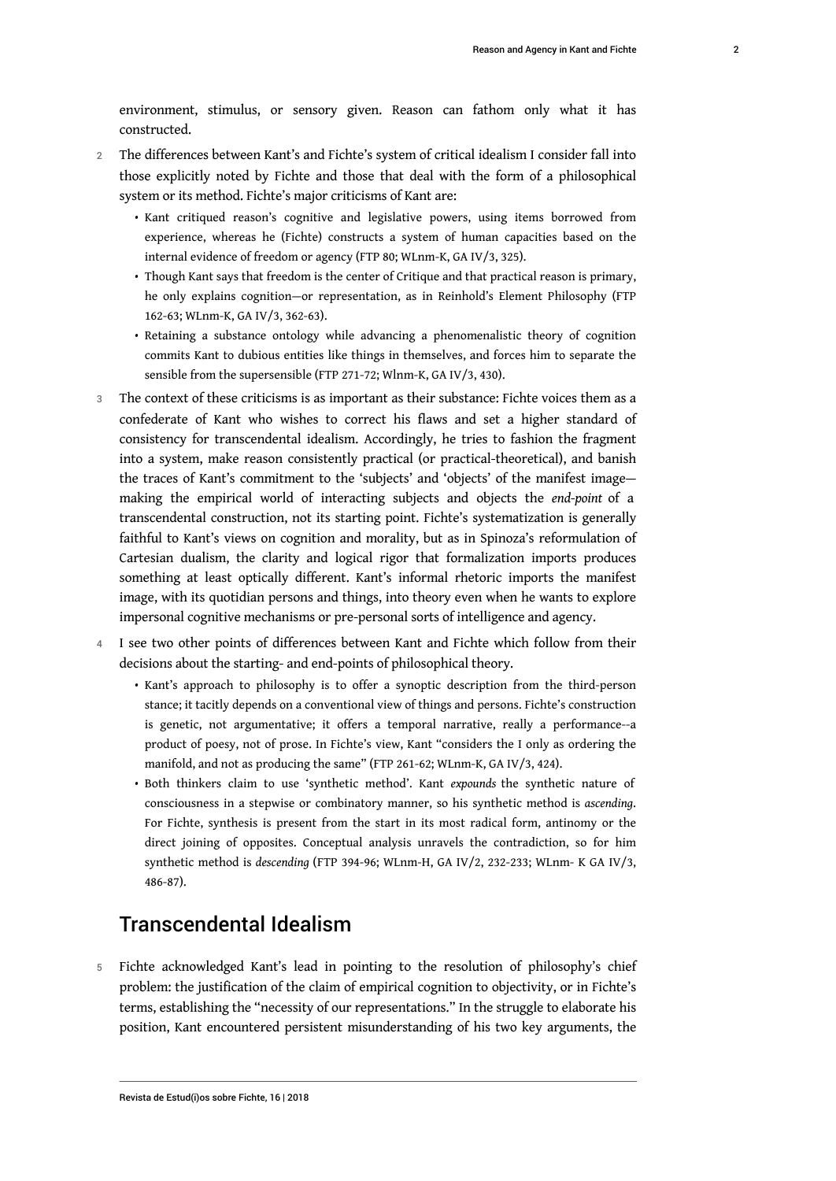environment, stimulus, or sensory given. Reason can fathom only what it has constructed.

2 The differences between Kant's and Fichte's system of critical idealism I consider fall into those explicitly noted by Fichte and those that deal with the form of a philosophical system or its method. Fichte's major criticisms of Kant are:

- Kant critiqued reason's cognitive and legislative powers, using items borrowed from experience, whereas he (Fichte) constructs a system of human capacities based on the internal evidence of freedom or agency (FTP 80; WLnm-K, GA IV/3, 325).
- Though Kant says that freedom is the center of Critique and that practical reason is primary, he only explains cognition—or representation, as in Reinhold's Element Philosophy (FTP 162-63; WLnm-K, GA IV/3, 362-63).
- Retaining a substance ontology while advancing a phenomenalistic theory of cognition commits Kant to dubious entities like things in themselves, and forces him to separate the sensible from the supersensible (FTP 271-72; Wlnm-K, GA IV/3, 430).

3 The context of these criticisms is as important as their substance: Fichte voices them as a confederate of Kant who wishes to correct his flaws and set a higher standard of consistency for transcendental idealism. Accordingly, he tries to fashion the fragment into a system, make reason consistently practical (or practical-theoretical), and banish the traces of Kant's commitment to the 'subjects' and 'objects' of the manifest image—making the empirical world of interacting subjects and objects the *end-point* of a transcendental construction, not its starting point. Fichte's systematization is generally faithful to Kant's views on cognition and morality, but as in Spinoza's reformulation of Cartesian dualism, the clarity and logical rigor that formalization imports produces something at least optically different. Kant's informal rhetoric imports the manifest image, with its quotidian persons and things, into theory even when he wants to explore impersonal cognitive mechanisms or pre-personal sorts of intelligence and agency.

4 I see two other points of differences between Kant and Fichte which follow from their decisions about the starting- and end-points of philosophical theory.

- Kant's approach to philosophy is to offer a synoptic description from the third-person stance; it tacitly depends on a conventional view of things and persons. Fichte's construction is genetic, not argumentative; it offers a temporal narrative, really a performance--a product of poesy, not of prose. In Fichte's view, Kant "considers the I only as ordering the manifold, and not as producing the same" (FTP 261-62; WLnm-K, GA IV/3, 424).
- Both thinkers claim to use 'synthetic method'. Kant *expounds* the synthetic nature of consciousness in a stepwise or combinatory manner, so his synthetic method is *ascending*. For Fichte, synthesis is present from the start in its most radical form, antinomy or the direct joining of opposites. Conceptual analysis unravels the contradiction, so for him synthetic method is *descending* (FTP 394-96; WLnm-H, GA IV/2, 232-233; WLnm- K GA IV/3, 486-87).

## Transcendental Idealism

5 Fichte acknowledged Kant's lead in pointing to the resolution of philosophy's chief problem: the justification of the claim of empirical cognition to objectivity, or in Fichte's terms, establishing the "necessity of our representations." In the struggle to elaborate his position, Kant encountered persistent misunderstanding of his two key arguments, the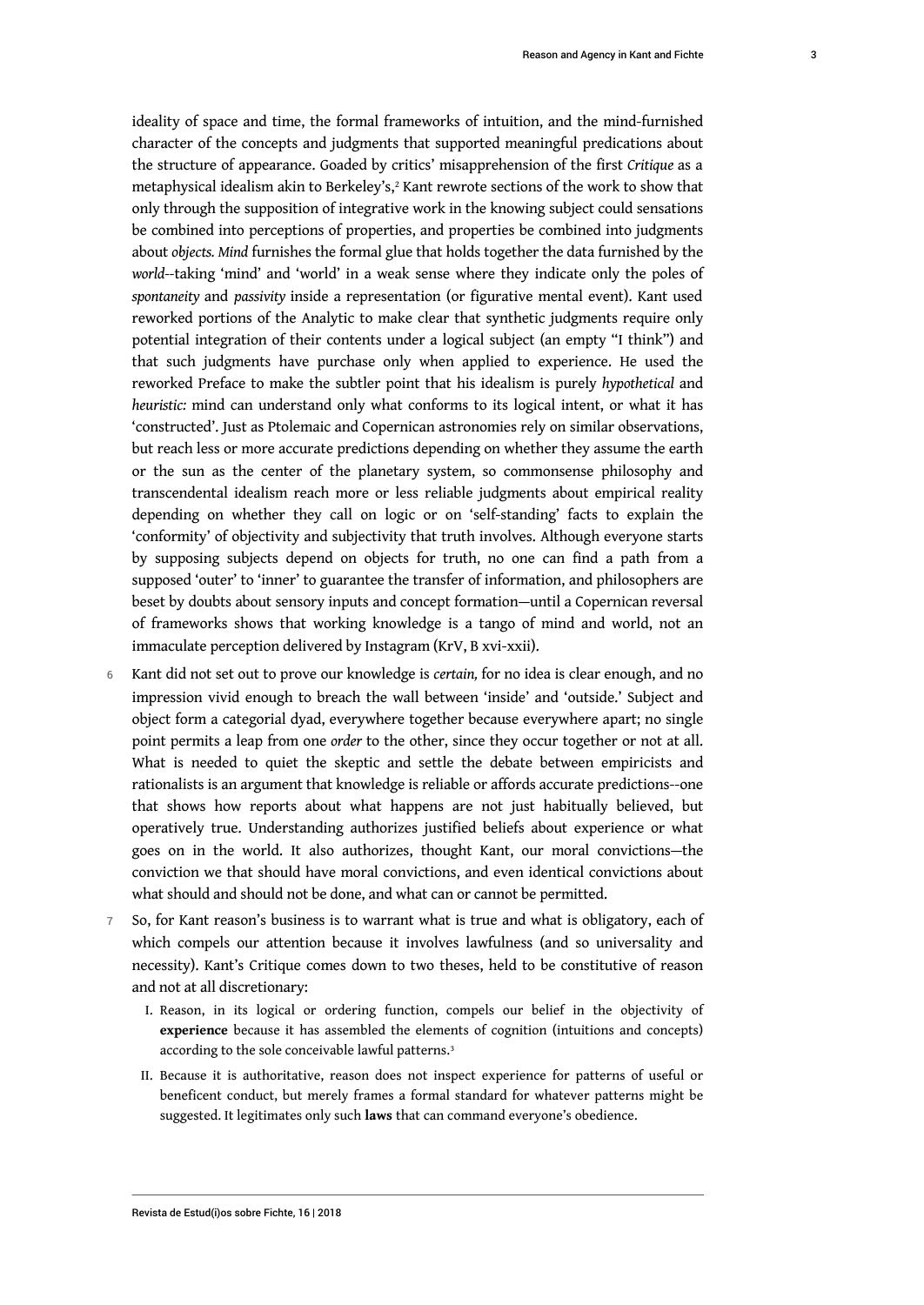ideality of space and time, the formal frameworks of intuition, and the mind-furnished character of the concepts and judgments that supported meaningful predications about the structure of appearance. Goaded by critics' misapprehension of the first *Critique* as a metaphysical idealism akin to Berkeley's,[2] Kant rewrote sections of the work to show that only through the supposition of integrative work in the knowing subject could sensations be combined into perceptions of properties, and properties be combined into judgments about *objects. Mind* furnishes the formal glue that holds together the data furnished by the *world*--taking 'mind' and 'world' in a weak sense where they indicate only the poles of *spontaneity* and *passivity* inside a representation (or figurative mental event). Kant used reworked portions of the Analytic to make clear that synthetic judgments require only potential integration of their contents under a logical subject (an empty "I think") and that such judgments have purchase only when applied to experience. He used the reworked Preface to make the subtler point that his idealism is purely *hypothetical* and *heuristic:* mind can understand only what conforms to its logical intent, or what it has 'constructed'. Just as Ptolemaic and Copernican astronomies rely on similar observations, but reach less or more accurate predictions depending on whether they assume the earth or the sun as the center of the planetary system, so commonsense philosophy and transcendental idealism reach more or less reliable judgments about empirical reality depending on whether they call on logic or on 'self-standing' facts to explain the 'conformity' of objectivity and subjectivity that truth involves. Although everyone starts by supposing subjects depend on objects for truth, no one can find a path from a supposed 'outer' to 'inner' to guarantee the transfer of information, and philosophers are beset by doubts about sensory inputs and concept formation—until a Copernican reversal of frameworks shows that working knowledge is a tango of mind and world, not an immaculate perception delivered by Instagram (KrV, B xvi-xxii).

6 Kant did not set out to prove our knowledge is *certain,* for no idea is clear enough, and no impression vivid enough to breach the wall between 'inside' and 'outside.' Subject and object form a categorial dyad, everywhere together because everywhere apart; no single point permits a leap from one *order* to the other, since they occur together or not at all. What is needed to quiet the skeptic and settle the debate between empiricists and rationalists is an argument that knowledge is reliable or affords accurate predictions--one that shows how reports about what happens are not just habitually believed, but operatively true. Understanding authorizes justified beliefs about experience or what goes on in the world. It also authorizes, thought Kant, our moral convictions—the conviction we that should have moral convictions, and even identical convictions about what should and should not be done, and what can or cannot be permitted.

7 So, for Kant reason's business is to warrant what is true and what is obligatory, each of which compels our attention because it involves lawfulness (and so universality and necessity). Kant's Critique comes down to two theses, held to be constitutive of reason and not at all discretionary:

I. Reason, in its logical or ordering function, compels our belief in the objectivity of **experience** because it has assembled the elements of cognition (intuitions and concepts) according to the sole conceivable lawful patterns.[3]

II. Because it is authoritative, reason does not inspect experience for patterns of useful or beneficent conduct, but merely frames a formal standard for whatever patterns might be suggested. It legitimates only such **laws** that can command everyone's obedience.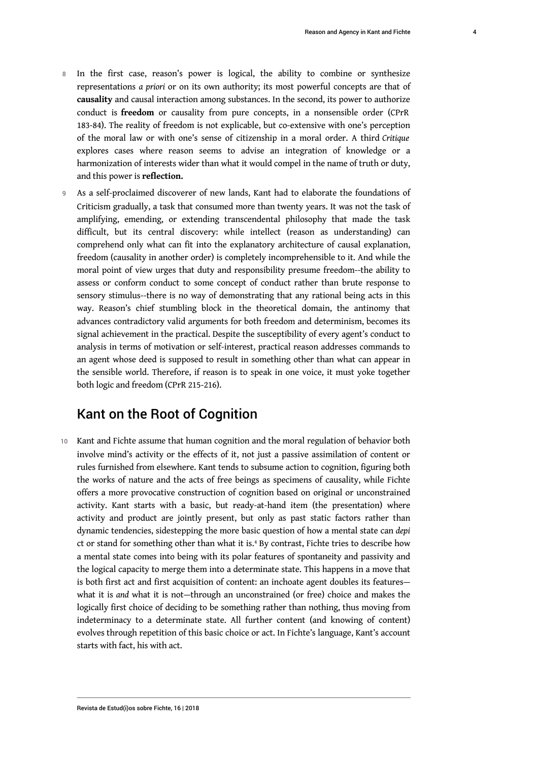8 In the first case, reason's power is logical, the ability to combine or synthesize representations *a priori* or on its own authority; its most powerful concepts are that of **causality** and causal interaction among substances. In the second, its power to authorize conduct is **freedom** or causality from pure concepts, in a nonsensible order (CPrR 183-84). The reality of freedom is not explicable, but co-extensive with one's perception of the moral law or with one's sense of citizenship in a moral order. A third *Critique* explores cases where reason seems to advise an integration of knowledge or a harmonization of interests wider than what it would compel in the name of truth or duty, and this power is **reflection.**

9 As a self-proclaimed discoverer of new lands, Kant had to elaborate the foundations of Criticism gradually, a task that consumed more than twenty years. It was not the task of amplifying, emending, or extending transcendental philosophy that made the task difficult, but its central discovery: while intellect (reason as understanding) can comprehend only what can fit into the explanatory architecture of causal explanation, freedom (causality in another order) is completely incomprehensible to it. And while the moral point of view urges that duty and responsibility presume freedom--the ability to assess or conform conduct to some concept of conduct rather than brute response to sensory stimulus--there is no way of demonstrating that any rational being acts in this way. Reason's chief stumbling block in the theoretical domain, the antinomy that advances contradictory valid arguments for both freedom and determinism, becomes its signal achievement in the practical. Despite the susceptibility of every agent's conduct to analysis in terms of motivation or self-interest, practical reason addresses commands to an agent whose deed is supposed to result in something other than what can appear in the sensible world. Therefore, if reason is to speak in one voice, it must yoke together both logic and freedom (CPrR 215-216).

## Kant on the Root of Cognition

10 Kant and Fichte assume that human cognition and the moral regulation of behavior both involve mind's activity or the effects of it, not just a passive assimilation of content or rules furnished from elsewhere. Kant tends to subsume action to cognition, figuring both the works of nature and the acts of free beings as specimens of causality, while Fichte offers a more provocative construction of cognition based on original or unconstrained activity. Kant starts with a basic, but ready-at-hand item (the presentation) where activity and product are jointly present, but only as past static factors rather than dynamic tendencies, sidestepping the more basic question of how a mental state can *depi* ct or stand for something other than what it is.[4] By contrast, Fichte tries to describe how a mental state comes into being with its polar features of spontaneity and passivity and the logical capacity to merge them into a determinate state. This happens in a move that is both first act and first acquisition of content: an inchoate agent doubles its features—what it is *and* what it is not—through an unconstrained (or free) choice and makes the logically first choice of deciding to be something rather than nothing, thus moving from indeterminacy to a determinate state. All further content (and knowing of content) evolves through repetition of this basic choice or act. In Fichte's language, Kant's account starts with fact, his with act.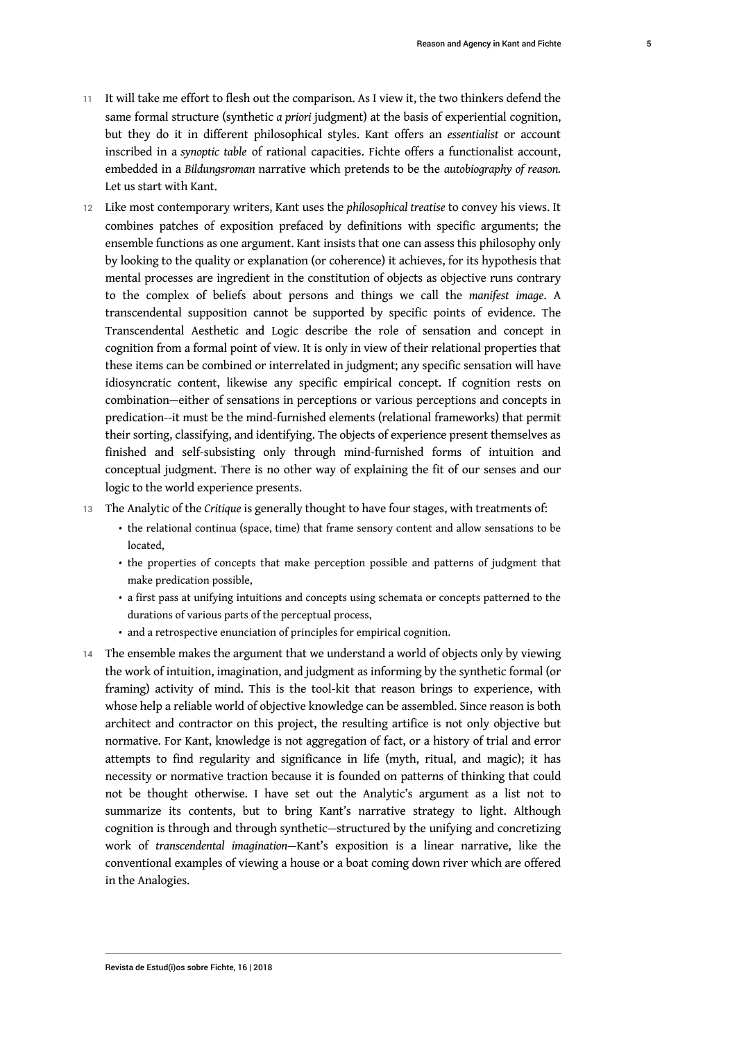11 It will take me effort to flesh out the comparison. As I view it, the two thinkers defend the same formal structure (synthetic *a priori* judgment) at the basis of experiential cognition, but they do it in different philosophical styles. Kant offers an *essentialist* or account inscribed in a *synoptic table* of rational capacities. Fichte offers a functionalist account, embedded in a *Bildungsroman* narrative which pretends to be the *autobiography of reason.* Let us start with Kant.

12 Like most contemporary writers, Kant uses the *philosophical treatise* to convey his views. It combines patches of exposition prefaced by definitions with specific arguments; the ensemble functions as one argument. Kant insists that one can assess this philosophy only by looking to the quality or explanation (or coherence) it achieves, for its hypothesis that mental processes are ingredient in the constitution of objects as objective runs contrary to the complex of beliefs about persons and things we call the *manifest image*. A transcendental supposition cannot be supported by specific points of evidence. The Transcendental Aesthetic and Logic describe the role of sensation and concept in cognition from a formal point of view. It is only in view of their relational properties that these items can be combined or interrelated in judgment; any specific sensation will have idiosyncratic content, likewise any specific empirical concept. If cognition rests on combination—either of sensations in perceptions or various perceptions and concepts in predication--it must be the mind-furnished elements (relational frameworks) that permit their sorting, classifying, and identifying. The objects of experience present themselves as finished and self-subsisting only through mind-furnished forms of intuition and conceptual judgment. There is no other way of explaining the fit of our senses and our logic to the world experience presents.

13 The Analytic of the *Critique* is generally thought to have four stages, with treatments of:

- the relational continua (space, time) that frame sensory content and allow sensations to be located,
- the properties of concepts that make perception possible and patterns of judgment that make predication possible,
- a first pass at unifying intuitions and concepts using schemata or concepts patterned to the durations of various parts of the perceptual process,
- and a retrospective enunciation of principles for empirical cognition.

14 The ensemble makes the argument that we understand a world of objects only by viewing the work of intuition, imagination, and judgment as informing by the synthetic formal (or framing) activity of mind. This is the tool-kit that reason brings to experience, with whose help a reliable world of objective knowledge can be assembled. Since reason is both architect and contractor on this project, the resulting artifice is not only objective but normative. For Kant, knowledge is not aggregation of fact, or a history of trial and error attempts to find regularity and significance in life (myth, ritual, and magic); it has necessity or normative traction because it is founded on patterns of thinking that could not be thought otherwise. I have set out the Analytic's argument as a list not to summarize its contents, but to bring Kant's narrative strategy to light. Although cognition is through and through synthetic—structured by the unifying and concretizing work of *transcendental imagination*—Kant's exposition is a linear narrative, like the conventional examples of viewing a house or a boat coming down river which are offered in the Analogies.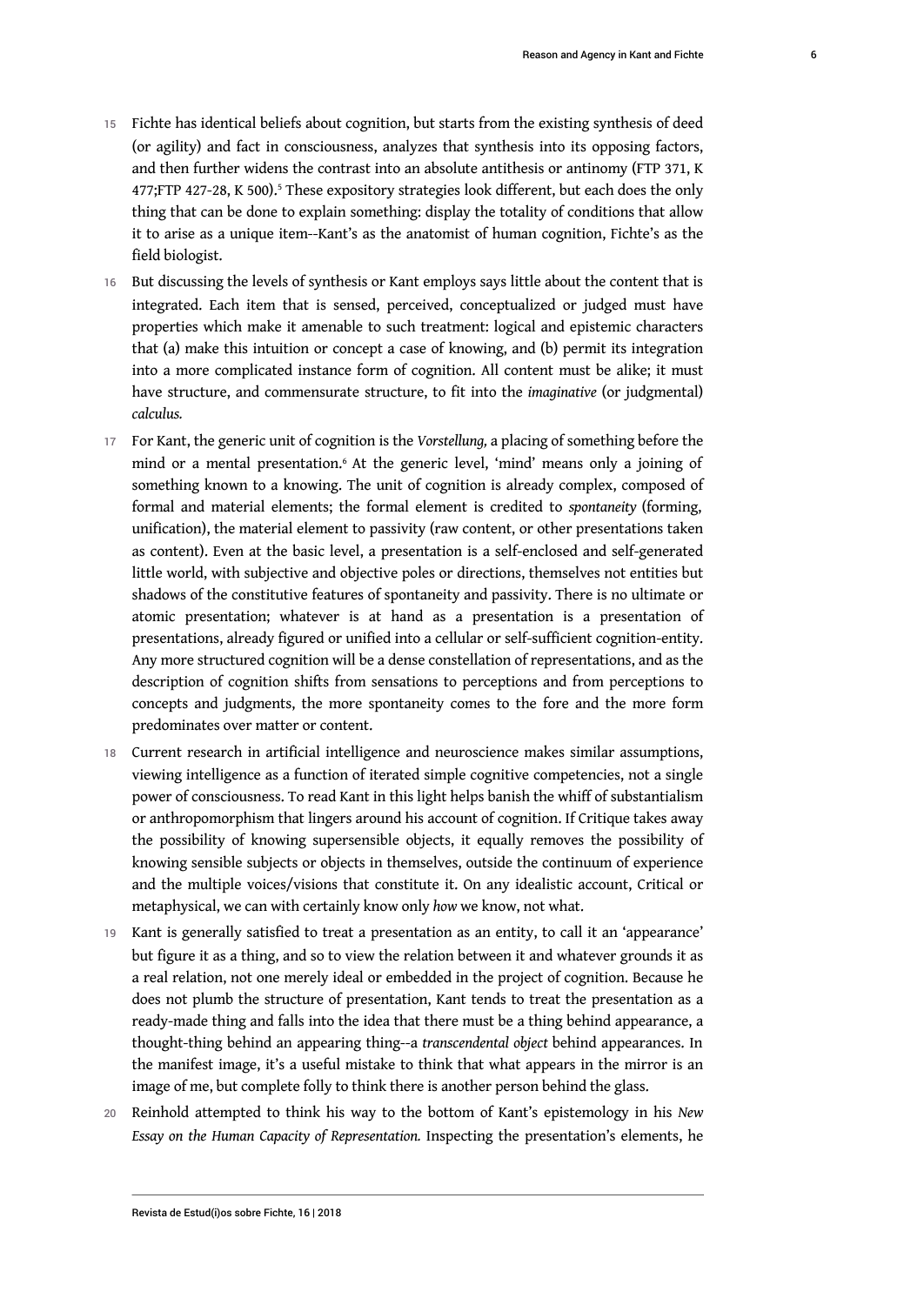15 Fichte has identical beliefs about cognition, but starts from the existing synthesis of deed (or agility) and fact in consciousness, analyzes that synthesis into its opposing factors, and then further widens the contrast into an absolute antithesis or antinomy (FTP 371, K 477;FTP 427-28, K 500).[5] These expository strategies look different, but each does the only thing that can be done to explain something: display the totality of conditions that allow it to arise as a unique item--Kant's as the anatomist of human cognition, Fichte's as the field biologist.

16 But discussing the levels of synthesis or Kant employs says little about the content that is integrated. Each item that is sensed, perceived, conceptualized or judged must have properties which make it amenable to such treatment: logical and epistemic characters that (a) make this intuition or concept a case of knowing, and (b) permit its integration into a more complicated instance form of cognition. All content must be alike; it must have structure, and commensurate structure, to fit into the *imaginative* (or judgmental) *calculus.*

17 For Kant, the generic unit of cognition is the *Vorstellung,* a placing of something before the mind or a mental presentation.[6] At the generic level, 'mind' means only a joining of something known to a knowing. The unit of cognition is already complex, composed of formal and material elements; the formal element is credited to *spontaneity* (forming, unification), the material element to passivity (raw content, or other presentations taken as content). Even at the basic level, a presentation is a self-enclosed and self-generated little world, with subjective and objective poles or directions, themselves not entities but shadows of the constitutive features of spontaneity and passivity. There is no ultimate or atomic presentation; whatever is at hand as a presentation is a presentation of presentations, already figured or unified into a cellular or self-sufficient cognition-entity. Any more structured cognition will be a dense constellation of representations, and as the description of cognition shifts from sensations to perceptions and from perceptions to concepts and judgments, the more spontaneity comes to the fore and the more form predominates over matter or content.

18 Current research in artificial intelligence and neuroscience makes similar assumptions, viewing intelligence as a function of iterated simple cognitive competencies, not a single power of consciousness. To read Kant in this light helps banish the whiff of substantialism or anthropomorphism that lingers around his account of cognition. If Critique takes away the possibility of knowing supersensible objects, it equally removes the possibility of knowing sensible subjects or objects in themselves, outside the continuum of experience and the multiple voices/visions that constitute it. On any idealistic account, Critical or metaphysical, we can with certainly know only *how* we know, not what.

19 Kant is generally satisfied to treat a presentation as an entity, to call it an 'appearance' but figure it as a thing, and so to view the relation between it and whatever grounds it as a real relation, not one merely ideal or embedded in the project of cognition. Because he does not plumb the structure of presentation, Kant tends to treat the presentation as a ready-made thing and falls into the idea that there must be a thing behind appearance, a thought-thing behind an appearing thing--a *transcendental object* behind appearances. In the manifest image, it's a useful mistake to think that what appears in the mirror is an image of me, but complete folly to think there is another person behind the glass.

20 Reinhold attempted to think his way to the bottom of Kant's epistemology in his *New Essay on the Human Capacity of Representation.* Inspecting the presentation's elements, he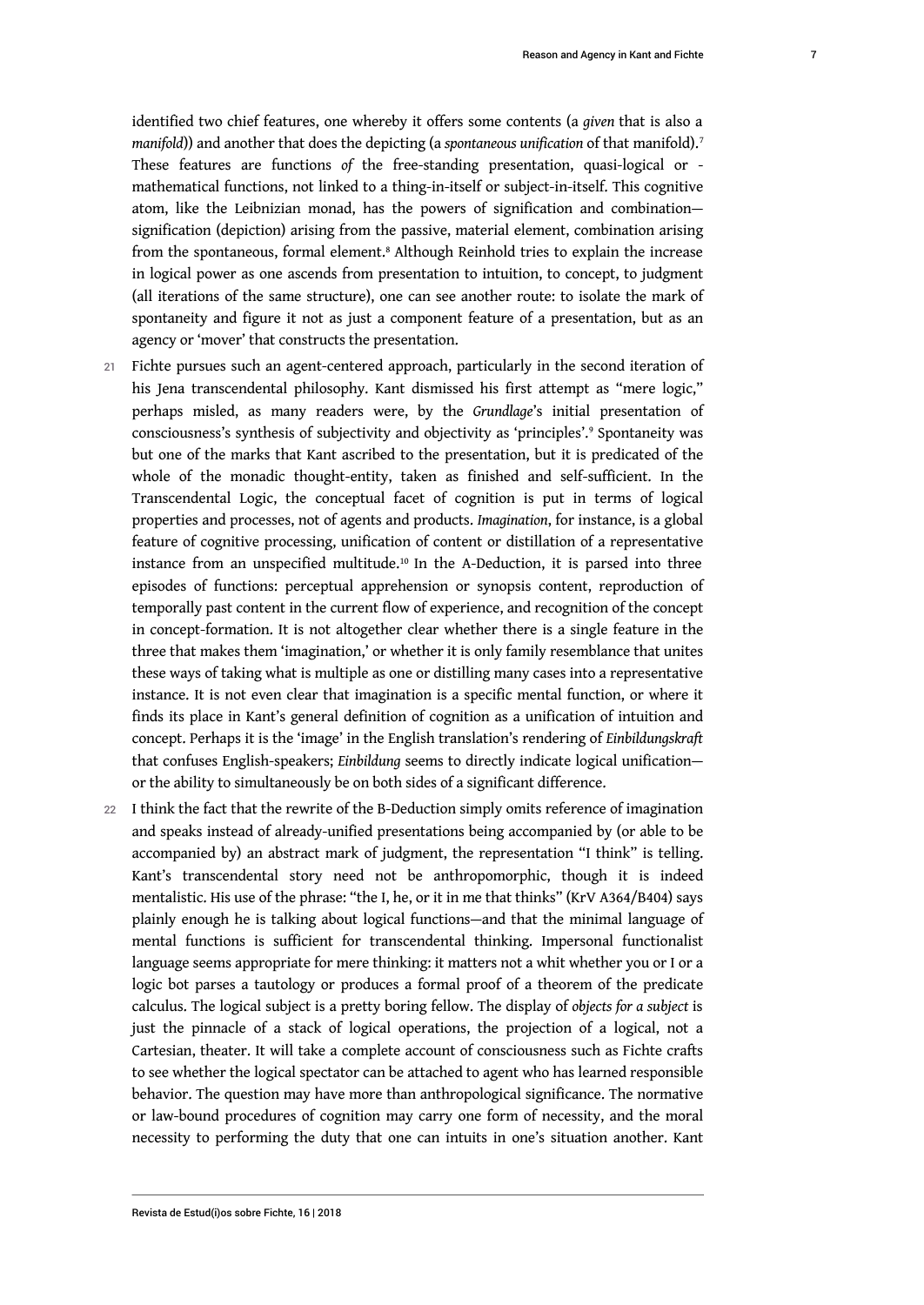identified two chief features, one whereby it offers some contents (a *given* that is also a *manifold*)) and another that does the depicting (a *spontaneous unification* of that manifold).[7] These features are functions *of* the free-standing presentation, quasi-logical or -mathematical functions, not linked to a thing-in-itself or subject-in-itself. This cognitive atom, like the Leibnizian monad, has the powers of signification and combination—signification (depiction) arising from the passive, material element, combination arising from the spontaneous, formal element.[8] Although Reinhold tries to explain the increase in logical power as one ascends from presentation to intuition, to concept, to judgment (all iterations of the same structure), one can see another route: to isolate the mark of spontaneity and figure it not as just a component feature of a presentation, but as an agency or 'mover' that constructs the presentation.

21 Fichte pursues such an agent-centered approach, particularly in the second iteration of his Jena transcendental philosophy. Kant dismissed his first attempt as "mere logic," perhaps misled, as many readers were, by the *Grundlage*'s initial presentation of consciousness's synthesis of subjectivity and objectivity as 'principles'.[9] Spontaneity was but one of the marks that Kant ascribed to the presentation, but it is predicated of the whole of the monadic thought-entity, taken as finished and self-sufficient. In the Transcendental Logic, the conceptual facet of cognition is put in terms of logical properties and processes, not of agents and products. *Imagination*, for instance, is a global feature of cognitive processing, unification of content or distillation of a representative instance from an unspecified multitude.[10] In the A-Deduction, it is parsed into three episodes of functions: perceptual apprehension or synopsis content, reproduction of temporally past content in the current flow of experience, and recognition of the concept in concept-formation. It is not altogether clear whether there is a single feature in the three that makes them 'imagination,' or whether it is only family resemblance that unites these ways of taking what is multiple as one or distilling many cases into a representative instance. It is not even clear that imagination is a specific mental function, or where it finds its place in Kant's general definition of cognition as a unification of intuition and concept. Perhaps it is the 'image' in the English translation's rendering of *Einbildungskraft* that confuses English-speakers; *Einbildung* seems to directly indicate logical unification—or the ability to simultaneously be on both sides of a significant difference.

22 I think the fact that the rewrite of the B-Deduction simply omits reference of imagination and speaks instead of already-unified presentations being accompanied by (or able to be accompanied by) an abstract mark of judgment, the representation "I think" is telling. Kant's transcendental story need not be anthropomorphic, though it is indeed mentalistic. His use of the phrase: "the I, he, or it in me that thinks" (KrV A364/B404) says plainly enough he is talking about logical functions—and that the minimal language of mental functions is sufficient for transcendental thinking. Impersonal functionalist language seems appropriate for mere thinking: it matters not a whit whether you or I or a logic bot parses a tautology or produces a formal proof of a theorem of the predicate calculus. The logical subject is a pretty boring fellow. The display of *objects for a subject* is just the pinnacle of a stack of logical operations, the projection of a logical, not a Cartesian, theater. It will take a complete account of consciousness such as Fichte crafts to see whether the logical spectator can be attached to agent who has learned responsible behavior. The question may have more than anthropological significance. The normative or law-bound procedures of cognition may carry one form of necessity, and the moral necessity to performing the duty that one can intuits in one's situation another. Kant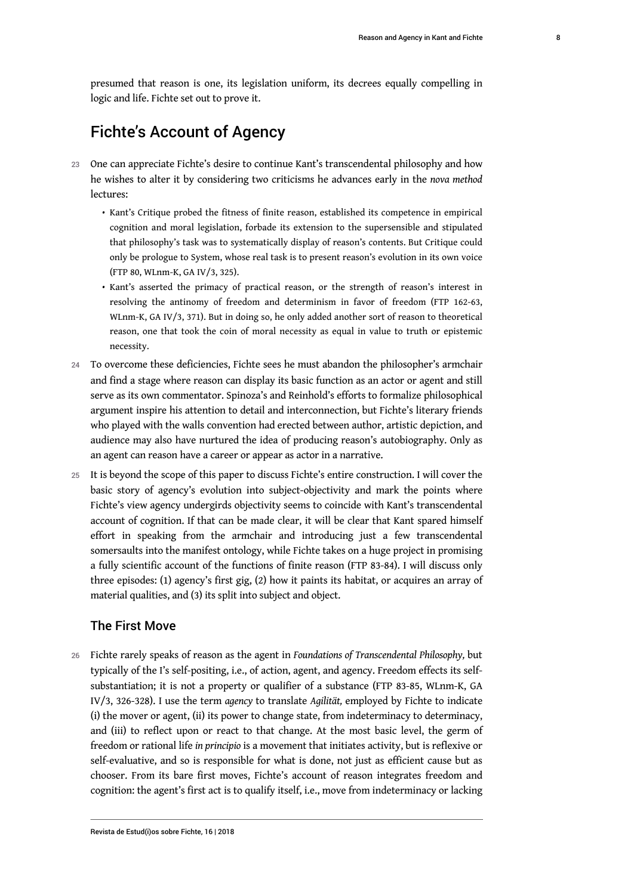presumed that reason is one, its legislation uniform, its decrees equally compelling in logic and life. Fichte set out to prove it.

## Fichte's Account of Agency

23 One can appreciate Fichte's desire to continue Kant's transcendental philosophy and how he wishes to alter it by considering two criticisms he advances early in the *nova method* lectures:

- Kant's Critique probed the fitness of finite reason, established its competence in empirical cognition and moral legislation, forbade its extension to the supersensible and stipulated that philosophy's task was to systematically display of reason's contents. But Critique could only be prologue to System, whose real task is to present reason's evolution in its own voice (FTP 80, WLnm-K, GA IV/3, 325).
- Kant's asserted the primacy of practical reason, or the strength of reason's interest in resolving the antinomy of freedom and determinism in favor of freedom (FTP 162-63, WLnm-K, GA IV/3, 371). But in doing so, he only added another sort of reason to theoretical reason, one that took the coin of moral necessity as equal in value to truth or epistemic necessity.

24 To overcome these deficiencies, Fichte sees he must abandon the philosopher's armchair and find a stage where reason can display its basic function as an actor or agent and still serve as its own commentator. Spinoza's and Reinhold's efforts to formalize philosophical argument inspire his attention to detail and interconnection, but Fichte's literary friends who played with the walls convention had erected between author, artistic depiction, and audience may also have nurtured the idea of producing reason's autobiography. Only as an agent can reason have a career or appear as actor in a narrative.

25 It is beyond the scope of this paper to discuss Fichte's entire construction. I will cover the basic story of agency's evolution into subject-objectivity and mark the points where Fichte's view agency undergirds objectivity seems to coincide with Kant's transcendental account of cognition. If that can be made clear, it will be clear that Kant spared himself effort in speaking from the armchair and introducing just a few transcendental somersaults into the manifest ontology, while Fichte takes on a huge project in promising a fully scientific account of the functions of finite reason (FTP 83-84). I will discuss only three episodes: (1) agency's first gig, (2) how it paints its habitat, or acquires an array of material qualities, and (3) its split into subject and object.

### The First Move

26 Fichte rarely speaks of reason as the agent in *Foundations of Transcendental Philosophy,* but typically of the I's self-positing, i.e., of action, agent, and agency. Freedom effects its self-substantiation; it is not a property or qualifier of a substance (FTP 83-85, WLnm-K, GA IV/3, 326-328). I use the term *agency* to translate *Agilität,* employed by Fichte to indicate (i) the mover or agent, (ii) its power to change state, from indeterminacy to determinacy, and (iii) to reflect upon or react to that change. At the most basic level, the germ of freedom or rational life *in principio* is a movement that initiates activity, but is reflexive or self-evaluative, and so is responsible for what is done, not just as efficient cause but as chooser. From its bare first moves, Fichte's account of reason integrates freedom and cognition: the agent's first act is to qualify itself, i.e., move from indeterminacy or lacking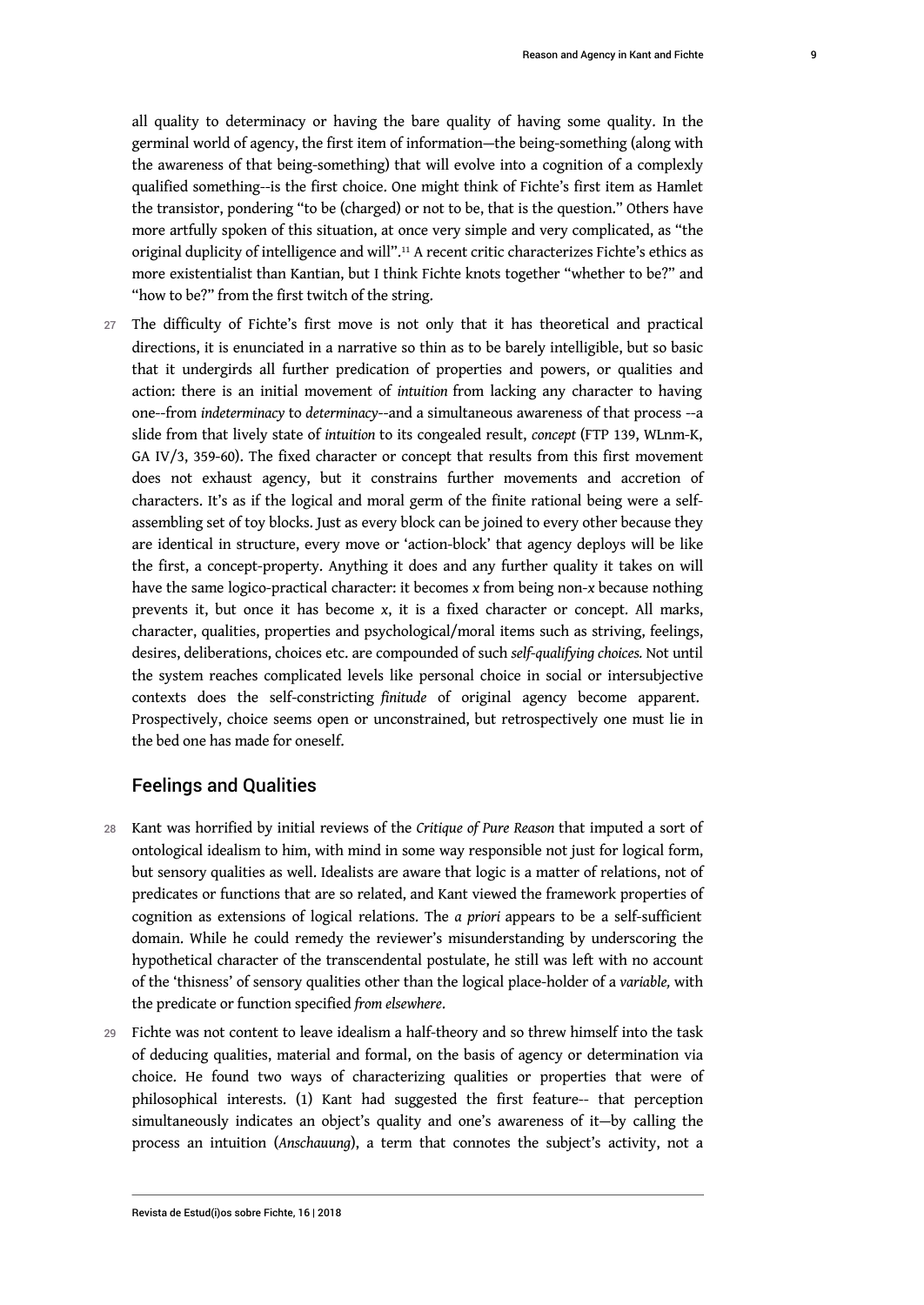all quality to determinacy or having the bare quality of having some quality. In the germinal world of agency, the first item of information—the being-something (along with the awareness of that being-something) that will evolve into a cognition of a complexly qualified something--is the first choice. One might think of Fichte's first item as Hamlet the transistor, pondering "to be (charged) or not to be, that is the question." Others have more artfully spoken of this situation, at once very simple and very complicated, as "the original duplicity of intelligence and will".[11] A recent critic characterizes Fichte's ethics as more existentialist than Kantian, but I think Fichte knots together "whether to be?" and "how to be?" from the first twitch of the string.

27 The difficulty of Fichte's first move is not only that it has theoretical and practical directions, it is enunciated in a narrative so thin as to be barely intelligible, but so basic that it undergirds all further predication of properties and powers, or qualities and action: there is an initial movement of *intuition* from lacking any character to having one--from *indeterminacy* to *determinacy*--and a simultaneous awareness of that process --a slide from that lively state of *intuition* to its congealed result, *concept* (FTP 139, WLnm-K, GA IV/3, 359-60). The fixed character or concept that results from this first movement does not exhaust agency, but it constrains further movements and accretion of characters. It's as if the logical and moral germ of the finite rational being were a self-assembling set of toy blocks. Just as every block can be joined to every other because they are identical in structure, every move or 'action-block' that agency deploys will be like the first, a concept-property. Anything it does and any further quality it takes on will have the same logico-practical character: it becomes *x* from being non-*x* because nothing prevents it, but once it has become *x*, it is a fixed character or concept. All marks, character, qualities, properties and psychological/moral items such as striving, feelings, desires, deliberations, choices etc. are compounded of such *self-qualifying choices.* Not until the system reaches complicated levels like personal choice in social or intersubjective contexts does the self-constricting *finitude* of original agency become apparent. Prospectively, choice seems open or unconstrained, but retrospectively one must lie in the bed one has made for oneself.

## Feelings and Qualities

28 Kant was horrified by initial reviews of the *Critique of Pure Reason* that imputed a sort of ontological idealism to him, with mind in some way responsible not just for logical form, but sensory qualities as well. Idealists are aware that logic is a matter of relations, not of predicates or functions that are so related, and Kant viewed the framework properties of cognition as extensions of logical relations. The *a priori* appears to be a self-sufficient domain. While he could remedy the reviewer's misunderstanding by underscoring the hypothetical character of the transcendental postulate, he still was left with no account of the 'thisness' of sensory qualities other than the logical place-holder of a *variable,* with the predicate or function specified *from elsewhere*.

29 Fichte was not content to leave idealism a half-theory and so threw himself into the task of deducing qualities, material and formal, on the basis of agency or determination via choice. He found two ways of characterizing qualities or properties that were of philosophical interests. (1) Kant had suggested the first feature-- that perception simultaneously indicates an object's quality and one's awareness of it—by calling the process an intuition (*Anschauung*), a term that connotes the subject's activity, not a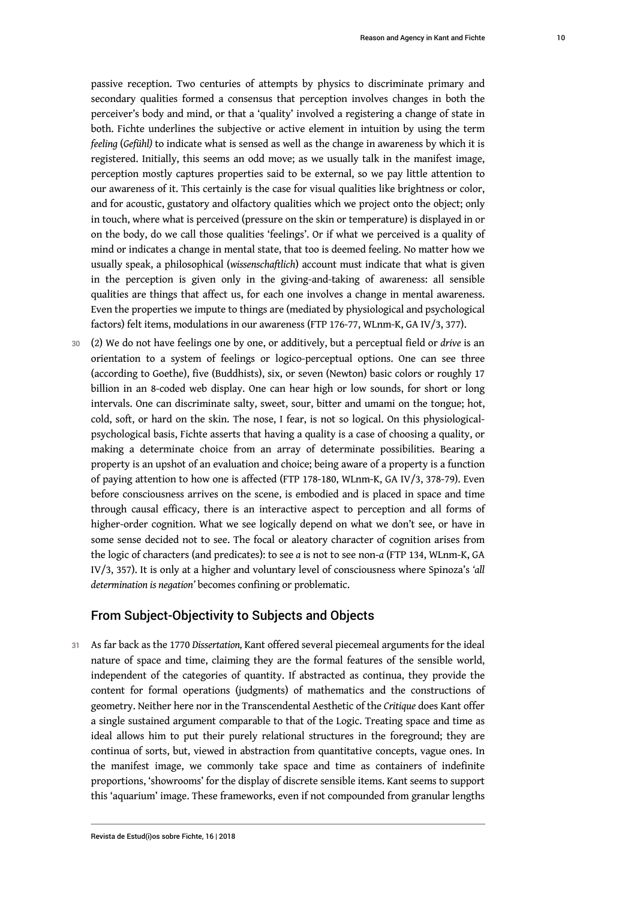passive reception. Two centuries of attempts by physics to discriminate primary and secondary qualities formed a consensus that perception involves changes in both the perceiver's body and mind, or that a 'quality' involved a registering a change of state in both. Fichte underlines the subjective or active element in intuition by using the term *feeling* (*Gefühl)* to indicate what is sensed as well as the change in awareness by which it is registered. Initially, this seems an odd move; as we usually talk in the manifest image, perception mostly captures properties said to be external, so we pay little attention to our awareness of it. This certainly is the case for visual qualities like brightness or color, and for acoustic, gustatory and olfactory qualities which we project onto the object; only in touch, where what is perceived (pressure on the skin or temperature) is displayed in or on the body, do we call those qualities 'feelings'. Or if what we perceived is a quality of mind or indicates a change in mental state, that too is deemed feeling. No matter how we usually speak, a philosophical (*wissenschaftlich*) account must indicate that what is given in the perception is given only in the giving-and-taking of awareness: all sensible qualities are things that affect us, for each one involves a change in mental awareness. Even the properties we impute to things are (mediated by physiological and psychological factors) felt items, modulations in our awareness (FTP 176-77, WLnm-K, GA IV/3, 377).

30 (2) We do not have feelings one by one, or additively, but a perceptual field or *drive* is an orientation to a system of feelings or logico-perceptual options. One can see three (according to Goethe), five (Buddhists), six, or seven (Newton) basic colors or roughly 17 billion in an 8-coded web display. One can hear high or low sounds, for short or long intervals. One can discriminate salty, sweet, sour, bitter and umami on the tongue; hot, cold, soft, or hard on the skin. The nose, I fear, is not so logical. On this physiological-psychological basis, Fichte asserts that having a quality is a case of choosing a quality, or making a determinate choice from an array of determinate possibilities. Bearing a property is an upshot of an evaluation and choice; being aware of a property is a function of paying attention to how one is affected (FTP 178-180, WLnm-K, GA IV/3, 378-79). Even before consciousness arrives on the scene, is embodied and is placed in space and time through causal efficacy, there is an interactive aspect to perception and all forms of higher-order cognition. What we see logically depend on what we don't see, or have in some sense decided not to see. The focal or aleatory character of cognition arises from the logic of characters (and predicates): to see *a* is not to see non-*a* (FTP 134, WLnm-K, GA IV/3, 357). It is only at a higher and voluntary level of consciousness where Spinoza's *'all determination is negation'* becomes confining or problematic.

## From Subject-Objectivity to Subjects and Objects

31 As far back as the 1770 *Dissertation,* Kant offered several piecemeal arguments for the ideal nature of space and time, claiming they are the formal features of the sensible world, independent of the categories of quantity. If abstracted as continua, they provide the content for formal operations (judgments) of mathematics and the constructions of geometry. Neither here nor in the Transcendental Aesthetic of the *Critique* does Kant offer a single sustained argument comparable to that of the Logic. Treating space and time as ideal allows him to put their purely relational structures in the foreground; they are continua of sorts, but, viewed in abstraction from quantitative concepts, vague ones. In the manifest image, we commonly take space and time as containers of indefinite proportions, 'showrooms' for the display of discrete sensible items. Kant seems to support this 'aquarium' image. These frameworks, even if not compounded from granular lengths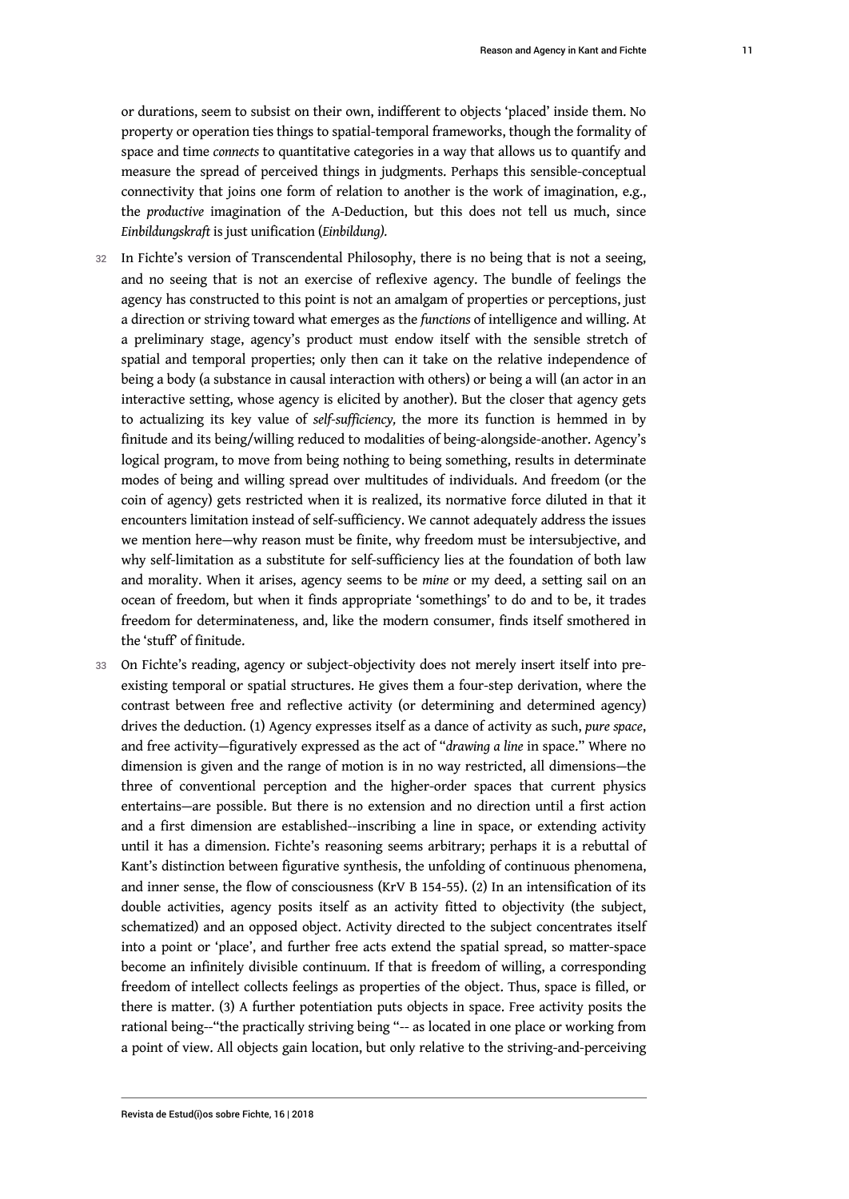or durations, seem to subsist on their own, indifferent to objects 'placed' inside them. No property or operation ties things to spatial-temporal frameworks, though the formality of space and time *connects* to quantitative categories in a way that allows us to quantify and measure the spread of perceived things in judgments. Perhaps this sensible-conceptual connectivity that joins one form of relation to another is the work of imagination, e.g., the *productive* imagination of the A-Deduction, but this does not tell us much, since *Einbildungskraft* is just unification (*Einbildung).*

32 In Fichte's version of Transcendental Philosophy, there is no being that is not a seeing, and no seeing that is not an exercise of reflexive agency. The bundle of feelings the agency has constructed to this point is not an amalgam of properties or perceptions, just a direction or striving toward what emerges as the *functions* of intelligence and willing. At a preliminary stage, agency's product must endow itself with the sensible stretch of spatial and temporal properties; only then can it take on the relative independence of being a body (a substance in causal interaction with others) or being a will (an actor in an interactive setting, whose agency is elicited by another). But the closer that agency gets to actualizing its key value of *self-sufficiency,* the more its function is hemmed in by finitude and its being/willing reduced to modalities of being-alongside-another. Agency's logical program, to move from being nothing to being something, results in determinate modes of being and willing spread over multitudes of individuals. And freedom (or the coin of agency) gets restricted when it is realized, its normative force diluted in that it encounters limitation instead of self-sufficiency. We cannot adequately address the issues we mention here—why reason must be finite, why freedom must be intersubjective, and why self-limitation as a substitute for self-sufficiency lies at the foundation of both law and morality. When it arises, agency seems to be *mine* or my deed, a setting sail on an ocean of freedom, but when it finds appropriate 'somethings' to do and to be, it trades freedom for determinateness, and, like the modern consumer, finds itself smothered in the 'stuff' of finitude.

33 On Fichte's reading, agency or subject-objectivity does not merely insert itself into pre-existing temporal or spatial structures. He gives them a four-step derivation, where the contrast between free and reflective activity (or determining and determined agency) drives the deduction. (1) Agency expresses itself as a dance of activity as such, *pure space*, and free activity—figuratively expressed as the act of "*drawing a line* in space." Where no dimension is given and the range of motion is in no way restricted, all dimensions—the three of conventional perception and the higher-order spaces that current physics entertains—are possible. But there is no extension and no direction until a first action and a first dimension are established--inscribing a line in space, or extending activity until it has a dimension. Fichte's reasoning seems arbitrary; perhaps it is a rebuttal of Kant's distinction between figurative synthesis, the unfolding of continuous phenomena, and inner sense, the flow of consciousness (KrV B 154-55). (2) In an intensification of its double activities, agency posits itself as an activity fitted to objectivity (the subject, schematized) and an opposed object. Activity directed to the subject concentrates itself into a point or 'place', and further free acts extend the spatial spread, so matter-space become an infinitely divisible continuum. If that is freedom of willing, a corresponding freedom of intellect collects feelings as properties of the object. Thus, space is filled, or there is matter. (3) A further potentiation puts objects in space. Free activity posits the rational being--"the practically striving being "-- as located in one place or working from a point of view. All objects gain location, but only relative to the striving-and-perceiving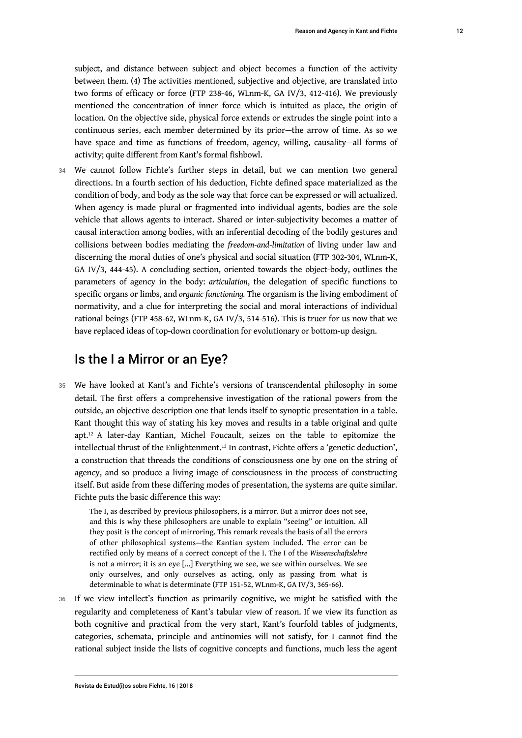subject, and distance between subject and object becomes a function of the activity between them. (4) The activities mentioned, subjective and objective, are translated into two forms of efficacy or force (FTP 238-46, WLnm-K, GA IV/3, 412-416). We previously mentioned the concentration of inner force which is intuited as place, the origin of location. On the objective side, physical force extends or extrudes the single point into a continuous series, each member determined by its prior—the arrow of time. As so we have space and time as functions of freedom, agency, willing, causality—all forms of activity; quite different from Kant's formal fishbowl.

34 We cannot follow Fichte's further steps in detail, but we can mention two general directions. In a fourth section of his deduction, Fichte defined space materialized as the condition of body, and body as the sole way that force can be expressed or will actualized. When agency is made plural or fragmented into individual agents, bodies are the sole vehicle that allows agents to interact. Shared or inter-subjectivity becomes a matter of causal interaction among bodies, with an inferential decoding of the bodily gestures and collisions between bodies mediating the *freedom-and-limitation* of living under law and discerning the moral duties of one's physical and social situation (FTP 302-304, WLnm-K, GA IV/3, 444-45). A concluding section, oriented towards the object-body, outlines the parameters of agency in the body: *articulation*, the delegation of specific functions to specific organs or limbs, and *organic functioning.* The organism is the living embodiment of normativity, and a clue for interpreting the social and moral interactions of individual rational beings (FTP 458-62, WLnm-K, GA IV/3, 514-516). This is truer for us now that we have replaced ideas of top-down coordination for evolutionary or bottom-up design.

## Is the I a Mirror or an Eye?

35 We have looked at Kant's and Fichte's versions of transcendental philosophy in some detail. The first offers a comprehensive investigation of the rational powers from the outside, an objective description one that lends itself to synoptic presentation in a table. Kant thought this way of stating his key moves and results in a table original and quite apt.[12] A later-day Kantian, Michel Foucault, seizes on the table to epitomize the intellectual thrust of the Enlightenment.[13] In contrast, Fichte offers a 'genetic deduction', a construction that threads the conditions of consciousness one by one on the string of agency, and so produce a living image of consciousness in the process of constructing itself. But aside from these differing modes of presentation, the systems are quite similar. Fichte puts the basic difference this way:

> The I, as described by previous philosophers, is a mirror. But a mirror does not see, and this is why these philosophers are unable to explain "seeing" or intuition. All they posit is the concept of mirroring. This remark reveals the basis of all the errors of other philosophical systems—the Kantian system included. The error can be rectified only by means of a correct concept of the I. The I of the *Wissenschaftslehre* is not a mirror; it is an eye [...] Everything we see, we see within ourselves. We see only ourselves, and only ourselves as acting, only as passing from what is determinable to what is determinate (FTP 151-52, WLnm-K, GA IV/3, 365-66).

36 If we view intellect's function as primarily cognitive, we might be satisfied with the regularity and completeness of Kant's tabular view of reason. If we view its function as both cognitive and practical from the very start, Kant's fourfold tables of judgments, categories, schemata, principle and antinomies will not satisfy, for I cannot find the rational subject inside the lists of cognitive concepts and functions, much less the agent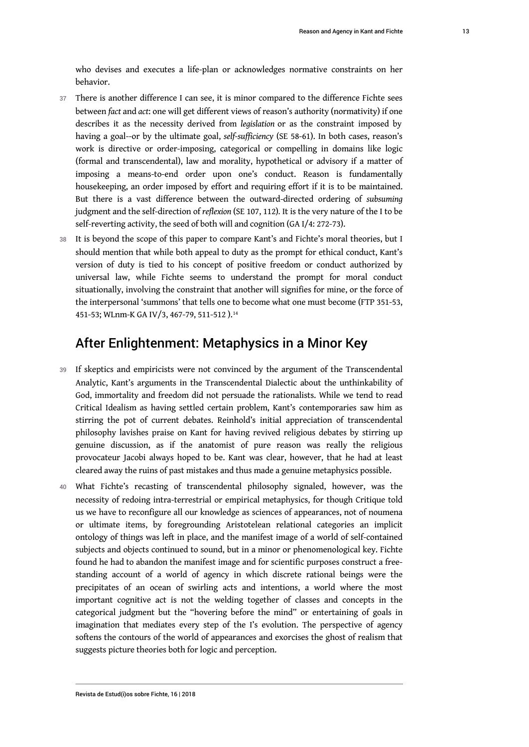who devises and executes a life-plan or acknowledges normative constraints on her behavior.

37 There is another difference I can see, it is minor compared to the difference Fichte sees between *fact* and *act*: one will get different views of reason's authority (normativity) if one describes it as the necessity derived from *legislation* or as the constraint imposed by having a goal--or by the ultimate goal, *self-sufficiency* (SE 58-61). In both cases, reason's work is directive or order-imposing, categorical or compelling in domains like logic (formal and transcendental), law and morality, hypothetical or advisory if a matter of imposing a means-to-end order upon one's conduct. Reason is fundamentally housekeeping, an order imposed by effort and requiring effort if it is to be maintained. But there is a vast difference between the outward-directed ordering of *subsuming* judgment and the self-direction of *reflexion* (SE 107, 112). It is the very nature of the I to be self-reverting activity, the seed of both will and cognition (GA I/4: 272-73).

38 It is beyond the scope of this paper to compare Kant's and Fichte's moral theories, but I should mention that while both appeal to duty as the prompt for ethical conduct, Kant's version of duty is tied to his concept of positive freedom or conduct authorized by universal law, while Fichte seems to understand the prompt for moral conduct situationally, involving the constraint that another will signifies for mine, or the force of the interpersonal 'summons' that tells one to become what one must become (FTP 351-53, 451-53; WLnm-K GA IV/3, 467-79, 511-512 ).[14]

## After Enlightenment: Metaphysics in a Minor Key

39 If skeptics and empiricists were not convinced by the argument of the Transcendental Analytic, Kant's arguments in the Transcendental Dialectic about the unthinkability of God, immortality and freedom did not persuade the rationalists. While we tend to read Critical Idealism as having settled certain problem, Kant's contemporaries saw him as stirring the pot of current debates. Reinhold's initial appreciation of transcendental philosophy lavishes praise on Kant for having revived religious debates by stirring up genuine discussion, as if the anatomist of pure reason was really the religious provocateur Jacobi always hoped to be. Kant was clear, however, that he had at least cleared away the ruins of past mistakes and thus made a genuine metaphysics possible.

40 What Fichte's recasting of transcendental philosophy signaled, however, was the necessity of redoing intra-terrestrial or empirical metaphysics, for though Critique told us we have to reconfigure all our knowledge as sciences of appearances, not of noumena or ultimate items, by foregrounding Aristotelean relational categories an implicit ontology of things was left in place, and the manifest image of a world of self-contained subjects and objects continued to sound, but in a minor or phenomenological key. Fichte found he had to abandon the manifest image and for scientific purposes construct a free-standing account of a world of agency in which discrete rational beings were the precipitates of an ocean of swirling acts and intentions, a world where the most important cognitive act is not the welding together of classes and concepts in the categorical judgment but the "hovering before the mind" or entertaining of goals in imagination that mediates every step of the I's evolution. The perspective of agency softens the contours of the world of appearances and exorcises the ghost of realism that suggests picture theories both for logic and perception.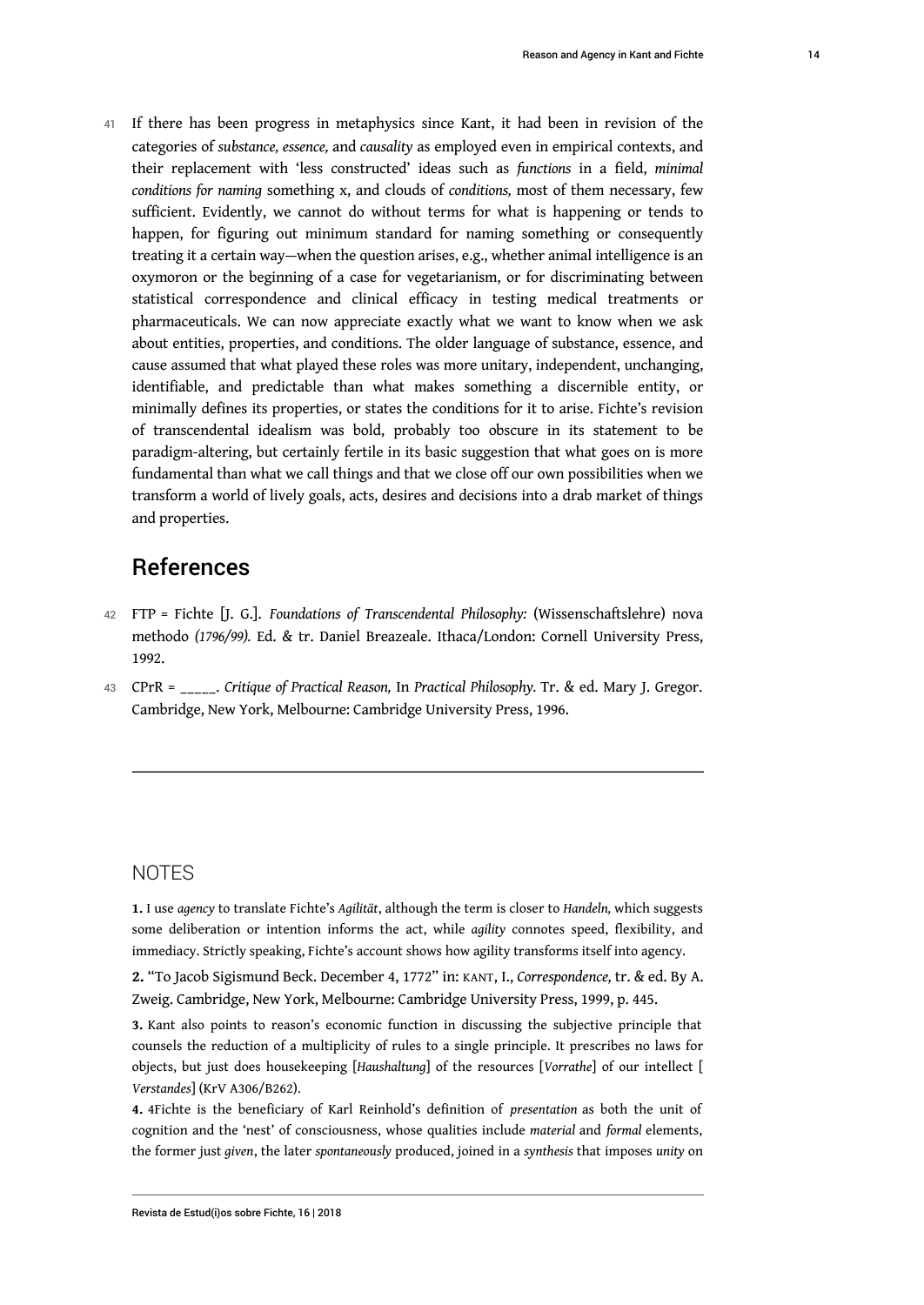41 If there has been progress in metaphysics since Kant, it had been in revision of the categories of *substance, essence,* and *causality* as employed even in empirical contexts, and their replacement with 'less constructed' ideas such as *functions* in a field, *minimal conditions for naming* something x, and clouds of *conditions,* most of them necessary, few sufficient. Evidently, we cannot do without terms for what is happening or tends to happen, for figuring out minimum standard for naming something or consequently treating it a certain way—when the question arises, e.g., whether animal intelligence is an oxymoron or the beginning of a case for vegetarianism, or for discriminating between statistical correspondence and clinical efficacy in testing medical treatments or pharmaceuticals. We can now appreciate exactly what we want to know when we ask about entities, properties, and conditions. The older language of substance, essence, and cause assumed that what played these roles was more unitary, independent, unchanging, identifiable, and predictable than what makes something a discernible entity, or minimally defines its properties, or states the conditions for it to arise. Fichte's revision of transcendental idealism was bold, probably too obscure in its statement to be paradigm-altering, but certainly fertile in its basic suggestion that what goes on is more fundamental than what we call things and that we close off our own possibilities when we transform a world of lively goals, acts, desires and decisions into a drab market of things and properties.

## References

42 FTP = Fichte [J. G.]. *Foundations of Transcendental Philosophy:* (Wissenschaftslehre) nova methodo *(1796/99).* Ed. & tr. Daniel Breazeale. Ithaca/London: Cornell University Press, 1992.

43 CPrR = _____. *Critique of Practical Reason,* In *Practical Philosophy.* Tr. & ed. Mary J. Gregor. Cambridge, New York, Melbourne: Cambridge University Press, 1996.

---

## NOTES

**1.** I use *agency* to translate Fichte's *Agilität*, although the term is closer to *Handeln,* which suggests some deliberation or intention informs the act, while *agility* connotes speed, flexibility, and immediacy. Strictly speaking, Fichte's account shows how agility transforms itself into agency.

**2.** "To Jacob Sigismund Beck. December 4, 1772" in: KANT, I., *Correspondence,* tr. & ed. By A. Zweig. Cambridge, New York, Melbourne: Cambridge University Press, 1999, p. 445.

**3.** Kant also points to reason's economic function in discussing the subjective principle that counsels the reduction of a multiplicity of rules to a single principle. It prescribes no laws for objects, but just does housekeeping [*Haushaltung*] of the resources [*Vorrathe*] of our intellect [ *Verstandes*] (KrV A306/B262).

**4.** 4Fichte is the beneficiary of Karl Reinhold's definition of *presentation* as both the unit of cognition and the 'nest' of consciousness, whose qualities include *material* and *formal* elements, the former just *given*, the later *spontaneously* produced, joined in a *synthesis* that imposes *unity* on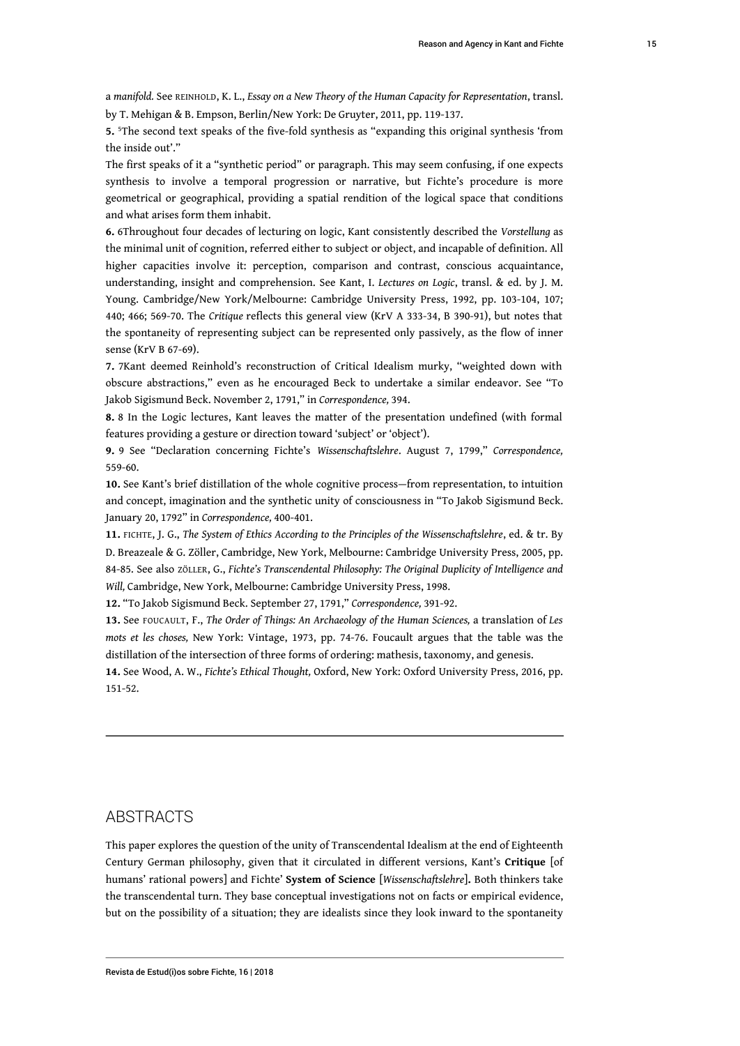a *manifold.* See REINHOLD, K. L., *Essay on a New Theory of the Human Capacity for Representation*, transl. by T. Mehigan & B. Empson, Berlin/New York: De Gruyter, 2011, pp. 119-137.

**5.** [5]The second text speaks of the five-fold synthesis as "expanding this original synthesis 'from the inside out'."

The first speaks of it a "synthetic period" or paragraph. This may seem confusing, if one expects synthesis to involve a temporal progression or narrative, but Fichte's procedure is more geometrical or geographical, providing a spatial rendition of the logical space that conditions and what arises form them inhabit.

**6.** 6Throughout four decades of lecturing on logic, Kant consistently described the *Vorstellung* as the minimal unit of cognition, referred either to subject or object, and incapable of definition. All higher capacities involve it: perception, comparison and contrast, conscious acquaintance, understanding, insight and comprehension. See Kant, I. *Lectures on Logic*, transl. & ed. by J. M. Young. Cambridge/New York/Melbourne: Cambridge University Press, 1992, pp. 103-104, 107; 440; 466; 569-70. The *Critique* reflects this general view (KrV A 333-34, B 390-91), but notes that the spontaneity of representing subject can be represented only passively, as the flow of inner sense (KrV B 67-69).

**7.** 7Kant deemed Reinhold's reconstruction of Critical Idealism murky, "weighted down with obscure abstractions," even as he encouraged Beck to undertake a similar endeavor. See "To Jakob Sigismund Beck. November 2, 1791," in *Correspondence,* 394.

**8.** 8 In the Logic lectures, Kant leaves the matter of the presentation undefined (with formal features providing a gesture or direction toward 'subject' or 'object').

**9.** 9 See "Declaration concerning Fichte's *Wissenschaftslehre*. August 7, 1799," *Correspondence,* 559-60.

**10.** See Kant's brief distillation of the whole cognitive process—from representation, to intuition and concept, imagination and the synthetic unity of consciousness in "To Jakob Sigismund Beck. January 20, 1792" in *Correspondence,* 400-401.

**11.** FICHTE, J. G., *The System of Ethics According to the Principles of the Wissenschaftslehre*, ed. & tr. By D. Breazeale & G. Zöller, Cambridge, New York, Melbourne: Cambridge University Press, 2005, pp. 84-85. See also ZÖLLER, G., *Fichte's Transcendental Philosophy: The Original Duplicity of Intelligence and Will,* Cambridge, New York, Melbourne: Cambridge University Press, 1998.

**12.** "To Jakob Sigismund Beck. September 27, 1791," *Correspondence,* 391-92.

**13.** See FOUCAULT, F., *The Order of Things: An Archaeology of the Human Sciences,* a translation of *Les mots et les choses,* New York: Vintage, 1973, pp. 74-76. Foucault argues that the table was the distillation of the intersection of three forms of ordering: mathesis, taxonomy, and genesis.

**14.** See Wood, A. W., *Fichte's Ethical Thought,* Oxford, New York: Oxford University Press, 2016, pp. 151-52.

## ABSTRACTS

This paper explores the question of the unity of Transcendental Idealism at the end of Eighteenth Century German philosophy, given that it circulated in different versions, Kant's **Critique** [of humans' rational powers] and Fichte' **System of Science** [*Wissenschaftslehre*]**.** Both thinkers take the transcendental turn. They base conceptual investigations not on facts or empirical evidence, but on the possibility of a situation; they are idealists since they look inward to the spontaneity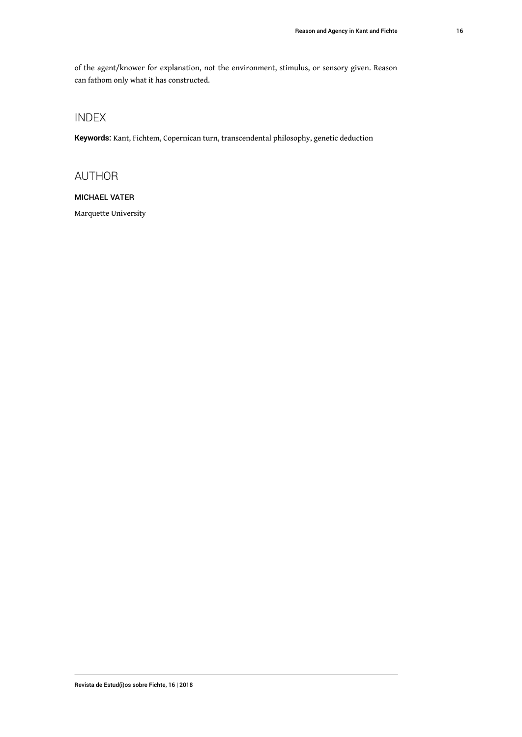of the agent/knower for explanation, not the environment, stimulus, or sensory given. Reason can fathom only what it has constructed.

## INDEX

**Keywords:** Kant, Fichtem, Copernican turn, transcendental philosophy, genetic deduction

## AUTHOR

### MICHAEL VATER

Marquette University